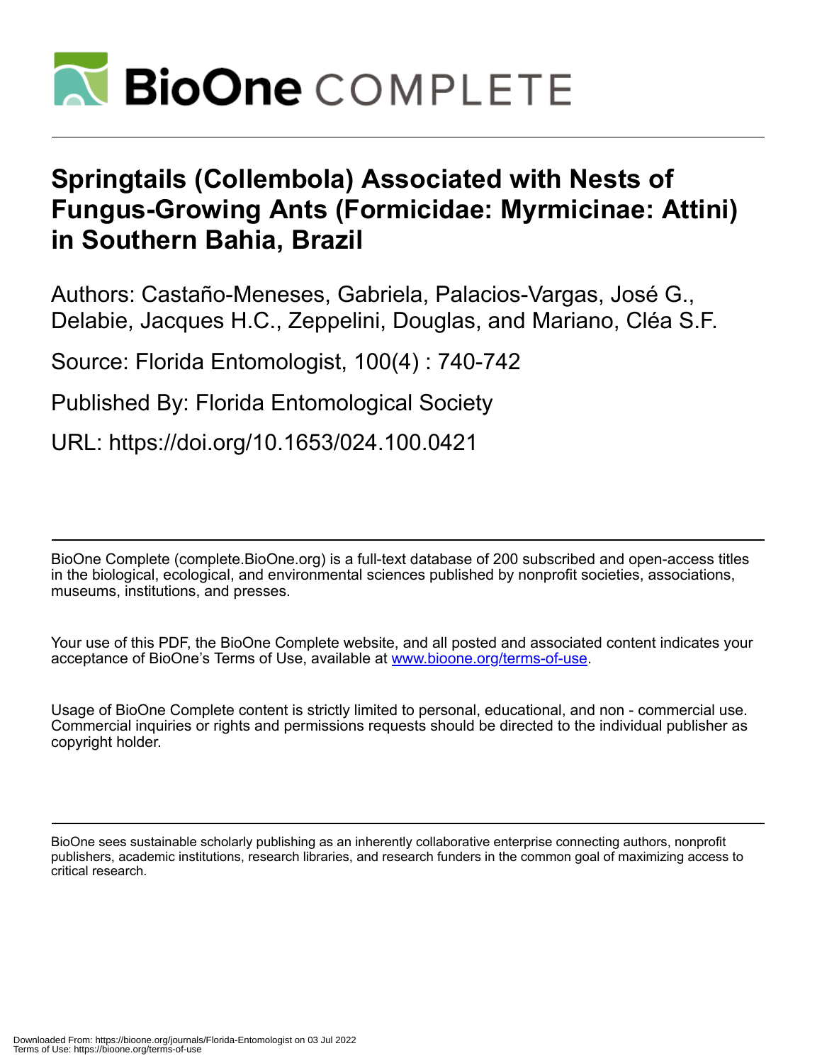# Springtails (Collembola) Associated with Nests of Fungus-Growing Ants (Formicidae: Myrmicinae: Attini) in Southern Bahia, Brazil

Authors: Castaño-Meneses, Gabriela, Palacios-Vargas, José G., Delabie, Jacques H.C., Zeppelini, Douglas, and Mariano, Cléa S.F.

Source: Florida Entomologist, 100(4) : 740-742

Published By: Florida Entomological Society

URL: https://doi.org/10.1653/024.100.0421

---

BioOne Complete (complete.BioOne.org) is a full-text database of 200 subscribed and open-access titles in the biological, ecological, and environmental sciences published by nonprofit societies, associations, museums, institutions, and presses.

Your use of this PDF, the BioOne Complete website, and all posted and associated content indicates your acceptance of BioOne's Terms of Use, available at www.bioone.org/terms-of-use.

Usage of BioOne Complete content is strictly limited to personal, educational, and non - commercial use. Commercial inquiries or rights and permissions requests should be directed to the individual publisher as copyright holder.

---

BioOne sees sustainable scholarly publishing as an inherently collaborative enterprise connecting authors, nonprofit publishers, academic institutions, research libraries, and research funders in the common goal of maximizing access to critical research.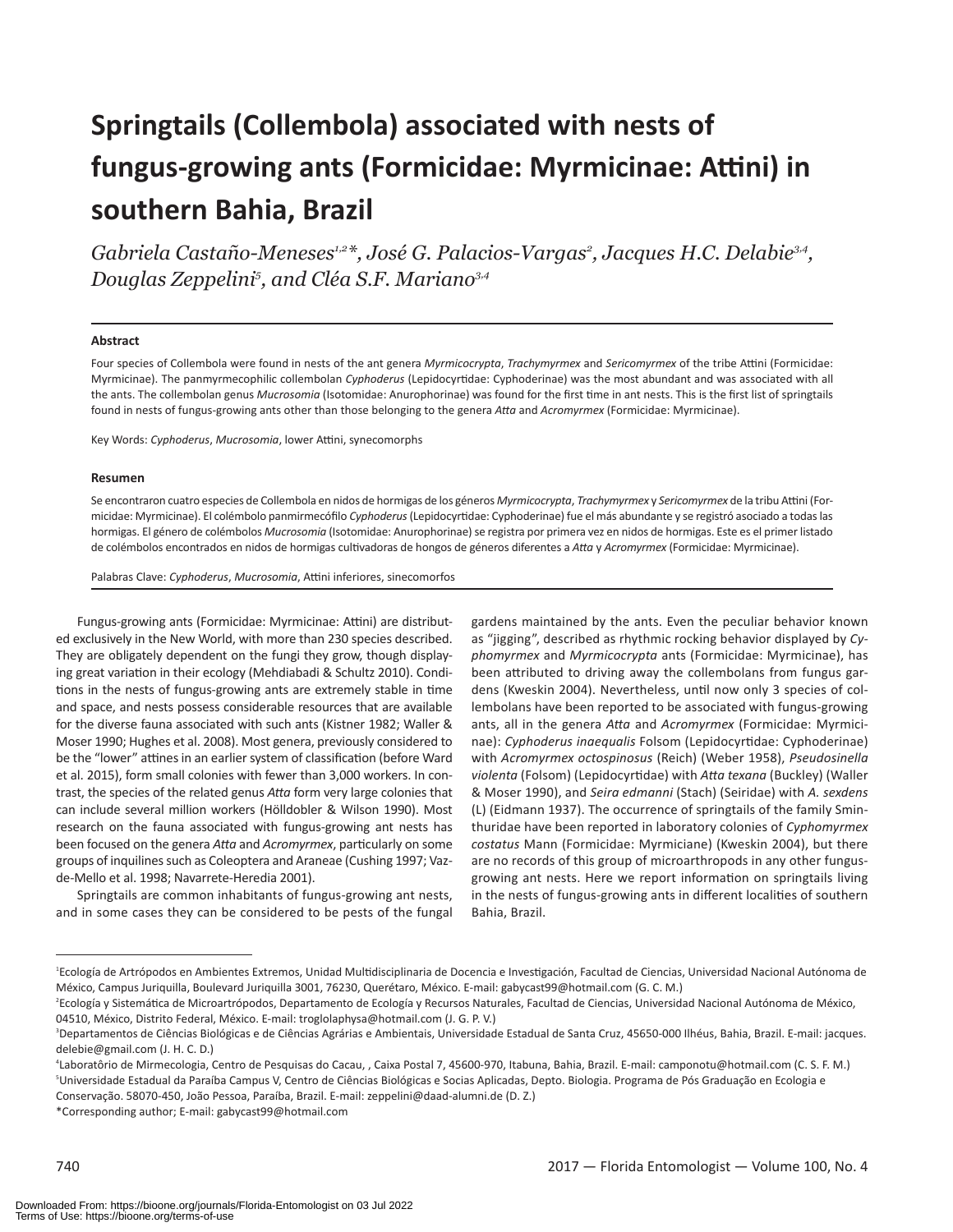# Springtails (Collembola) associated with nests of fungus-growing ants (Formicidae: Myrmicinae: Attini) in southern Bahia, Brazil

*Gabriela Castaño-Meneses[1,2]*, José G. Palacios-Vargas[2], Jacques H.C. Delabie[3,4], Douglas Zeppelini[5], and Cléa S.F. Mariano[3,4]*

### Abstract

Four species of Collembola were found in nests of the ant genera *Myrmicocrypta*, *Trachymyrmex* and *Sericomyrmex* of the tribe Attini (Formicidae: Myrmicinae). The panmyrmecophilic collembolan *Cyphoderus* (Lepidocyrtidae: Cyphoderinae) was the most abundant and was associated with all the ants. The collembolan genus *Mucrosomia* (Isotomidae: Anurophorinae) was found for the first time in ant nests. This is the first list of springtails found in nests of fungus-growing ants other than those belonging to the genera *Atta* and *Acromyrmex* (Formicidae: Myrmicinae).

Key Words: *Cyphoderus*, *Mucrosomia*, lower Attini, synecomorphs

### Resumen

Se encontraron cuatro especies de Collembola en nidos de hormigas de los géneros *Myrmicocrypta*, *Trachymyrmex* y *Sericomyrmex* de la tribu Attini (Formicidae: Myrmicinae). El colémbolo panmirmecófilo *Cyphoderus* (Lepidocyrtidae: Cyphoderinae) fue el más abundante y se registró asociado a todas las hormigas. El género de colémbolos *Mucrosomia* (Isotomidae: Anurophorinae) se registra por primera vez en nidos de hormigas. Este es el primer listado de colémbolos encontrados en nidos de hormigas cultivadoras de hongos de géneros diferentes a *Atta* y *Acromyrmex* (Formicidae: Myrmicinae).

Palabras Clave: *Cyphoderus*, *Mucrosomia*, Attini inferiores, sinecomorfos

Fungus-growing ants (Formicidae: Myrmicinae: Attini) are distributed exclusively in the New World, with more than 230 species described. They are obligately dependent on the fungi they grow, though displaying great variation in their ecology (Mehdiabadi & Schultz 2010). Conditions in the nests of fungus-growing ants are extremely stable in time and space, and nests possess considerable resources that are available for the diverse fauna associated with such ants (Kistner 1982; Waller & Moser 1990; Hughes et al. 2008). Most genera, previously considered to be the "lower" attines in an earlier system of classification (before Ward et al. 2015), form small colonies with fewer than 3,000 workers. In contrast, the species of the related genus *Atta* form very large colonies that can include several million workers (Hölldobler & Wilson 1990). Most research on the fauna associated with fungus-growing ant nests has been focused on the genera *Atta* and *Acromyrmex*, particularly on some groups of inquilines such as Coleoptera and Araneae (Cushing 1997; Vaz-de-Mello et al. 1998; Navarrete-Heredia 2001).

Springtails are common inhabitants of fungus-growing ant nests, and in some cases they can be considered to be pests of the fungal gardens maintained by the ants. Even the peculiar behavior known as "jigging", described as rhythmic rocking behavior displayed by *Cyphomyrmex* and *Myrmicocrypta* ants (Formicidae: Myrmicinae), has been attributed to driving away the collembolans from fungus gardens (Kweskin 2004). Nevertheless, until now only 3 species of collembolans have been reported to be associated with fungus-growing ants, all in the genera *Atta* and *Acromyrmex* (Formicidae: Myrmicinae): *Cyphoderus inaequalis* Folsom (Lepidocyrtidae: Cyphoderinae) with *Acromyrmex octospinosus* (Reich) (Weber 1958), *Pseudosinella violenta* (Folsom) (Lepidocyrtidae) with *Atta texana* (Buckley) (Waller & Moser 1990), and *Seira edmanni* (Stach) (Seiridae) with *A. sexdens* (L) (Eidmann 1937). The occurrence of springtails of the family Sminthuridae have been reported in laboratory colonies of *Cyphomyrmex costatus* Mann (Formicidae: Myrmiciane) (Kweskin 2004), but there are no records of this group of microarthropods in any other fungus-growing ant nests. Here we report information on springtails living in the nests of fungus-growing ants in different localities of southern Bahia, Brazil.

---

[1]Ecología de Artrópodos en Ambientes Extremos, Unidad Multidisciplinaria de Docencia e Investigación, Facultad de Ciencias, Universidad Nacional Autónoma de México, Campus Juriquilla, Boulevard Juriquilla 3001, 76230, Querétaro, México. E-mail: gabycast99@hotmail.com (G. C. M.)

[2]Ecología y Sistemática de Microartrópodos, Departamento de Ecología y Recursos Naturales, Facultad de Ciencias, Universidad Nacional Autónoma de México, 04510, México, Distrito Federal, México. E-mail: troglolaphysa@hotmail.com (J. G. P. V.)

[3]Departamentos de Ciências Biológicas e de Ciências Agrárias e Ambientais, Universidade Estadual de Santa Cruz, 45650-000 Ilhéus, Bahia, Brazil. E-mail: jacques.delebie@gmail.com (J. H. C. D.)

[4]Laboratôrio de Mirmecologia, Centro de Pesquisas do Cacau, , Caixa Postal 7, 45600-970, Itabuna, Bahia, Brazil. E-mail: camponotu@hotmail.com (C. S. F. M.)

[5]Universidade Estadual da Paraíba Campus V, Centro de Ciências Biológicas e Socias Aplicadas, Depto. Biologia. Programa de Pós Graduação en Ecologia e Conservação. 58070-450, João Pessoa, Paraíba, Brazil. E-mail: zeppelini@daad-alumni.de (D. Z.)

*Corresponding author; E-mail: gabycast99@hotmail.com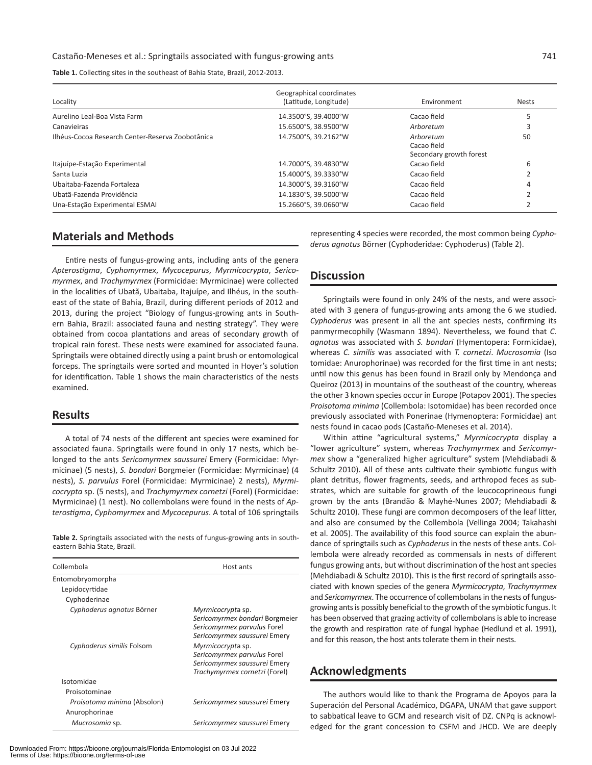**Table 1.** Collecting sites in the southeast of Bahia State, Brazil, 2012-2013.

| Locality | Geographical coordinates (Latitude, Longitude) | Environment | Nests |
|---|---|---|---|
| Aurelino Leal-Boa Vista Farm | 14.3500°S, 39.4000°W | Cacao field | 5 |
| Canavieiras | 15.6500°S, 38.9500°W | *Arboretum* | 3 |
| Ilhéus-Cocoa Research Center-Reserva Zoobotânica | 14.7500°S, 39.2162°W | *Arboretum*<br>Cacao field<br>Secondary growth forest | 50 |
| Itajuípe-Estação Experimental | 14.7000°S, 39.4830°W | Cacao field | 6 |
| Santa Luzia | 15.4000°S, 39.3330°W | Cacao field | 2 |
| Ubaitaba-Fazenda Fortaleza | 14.3000°S, 39.3160°W | Cacao field | 4 |
| Ubatã-Fazenda Providência | 14.1830°S, 39.5000°W | Cacao field | 2 |
| Una-Estação Experimental ESMAI | 15.2660°S, 39.0660°W | Cacao field | 2 |

## Materials and Methods

Entire nests of fungus-growing ants, including ants of the genera *Apterostigma*, *Cyphomyrmex*, *Mycocepurus*, *Myrmicocrypta*, *Sericomyrmex*, and *Trachymyrmex* (Formicidae: Myrmicinae) were collected in the localities of Ubatã, Ubaitaba, Itajuípe, and Ilhéus, in the southeast of the state of Bahia, Brazil, during different periods of 2012 and 2013, during the project "Biology of fungus-growing ants in Southern Bahia, Brazil: associated fauna and nesting strategy". They were obtained from cocoa plantations and areas of secondary growth of tropical rain forest. These nests were examined for associated fauna. Springtails were obtained directly using a paint brush or entomological forceps. The springtails were sorted and mounted in Hoyer's solution for identification. Table 1 shows the main characteristics of the nests examined.

## Results

A total of 74 nests of the different ant species were examined for associated fauna. Springtails were found in only 17 nests, which belonged to the ants *Sericomyrmex saussurei* Emery (Formicidae: Myrmicinae) (5 nests), *S. bondari* Borgmeier (Formicidae: Myrmicinae) (4 nests), *S. parvulus* Forel (Formicidae: Myrmicinae) 2 nests), *Myrmicocrypta* sp. (5 nests), and *Trachymyrmex cornetzi* (Forel) (Formicidae: Myrmicinae) (1 nest). No collembolans were found in the nests of *Apterostigma*, *Cyphomyrmex* and *Mycocepurus*. A total of 106 springtails representing 4 species were recorded, the most common being *Cyphoderus agnotus* Börner (Cyphoderidae: Cyphoderus) (Table 2).

**Table 2.** Springtails associated with the nests of fungus-growing ants in southeastern Bahia State, Brazil.

| Collembola | Host ants |
|---|---|
| Entomobryomorpha | |
| Lepidocyrtidae | |
| Cyphoderinae | |
| *Cyphoderus agnotus* Börner | *Myrmicocrypta* sp.<br>*Sericomyrmex bondari* Borgmeier<br>*Sericomyrmex parvulus* Forel<br>*Sericomyrmex saussurei* Emery |
| *Cyphoderus similis* Folsom | *Myrmicocrypta* sp.<br>*Sericomyrmex parvulus* Forel<br>*Sericomyrmex saussurei* Emery<br>*Trachymyrmex cornetzi* (Forel) |
| Isotomidae | |
| Proisotominae | |
| *Proisotoma minima* (Absolon) | *Sericomyrmex saussurei* Emery |
| Anurophorinae | |
| *Mucrosomia* sp. | *Sericomyrmex saussurei* Emery |

## Discussion

Springtails were found in only 24% of the nests, and were associated with 3 genera of fungus-growing ants among the 6 we studied. *Cyphoderus* was present in all the ant species nests, confirming its panmyrmecophily (Wasmann 1894). Nevertheless, we found that *C. agnotus* was associated with *S. bondari* (Hymentopera: Formicidae), whereas *C. similis* was associated with *T. cornetzi*. *Mucrosomia* (Iso tomidae: Anurophorinae) was recorded for the first time in ant nests; until now this genus has been found in Brazil only by Mendonça and Queiroz (2013) in mountains of the southeast of the country, whereas the other 3 known species occur in Europe (Potapov 2001). The species *Proisotoma minima* (Collembola: Isotomidae) has been recorded once previously associated with Ponerinae (Hymenoptera: Formicidae) ant nests found in cacao pods (Castaño-Meneses et al. 2014).

Within attine "agricultural systems," *Myrmicocrypta* display a "lower agriculture" system, whereas *Trachymyrmex* and *Sericomyrmex* show a "generalized higher agriculture" system (Mehdiabadi & Schultz 2010). All of these ants cultivate their symbiotic fungus with plant detritus, flower fragments, seeds, and arthropod feces as substrates, which are suitable for growth of the leucocoprineous fungi grown by the ants (Brandão & Mayhé-Nunes 2007; Mehdiabadi & Schultz 2010). These fungi are common decomposers of the leaf litter, and also are consumed by the Collembola (Vellinga 2004; Takahashi et al. 2005). The availability of this food source can explain the abundance of springtails such as *Cyphoderus* in the nests of these ants. Collembola were already recorded as commensals in nests of different fungus growing ants, but without discrimination of the host ant species (Mehdiabadi & Schultz 2010). This is the first record of springtails associated with known species of the genera *Myrmicocrypta*, *Trachymyrmex* and *Sericomyrmex*. The occurrence of collembolans in the nests of fungus-growing ants is possibly beneficial to the growth of the symbiotic fungus. It has been observed that grazing activity of collembolans is able to increase the growth and respiration rate of fungal hyphae (Hedlund et al. 1991), and for this reason, the host ants tolerate them in their nests.

## Acknowledgments

The authors would like to thank the Programa de Apoyos para la Superación del Personal Académico, DGAPA, UNAM that gave support to sabbatical leave to GCM and research visit of DZ. CNPq is acknowledged for the grant concession to CSFM and JHCD. We are deeply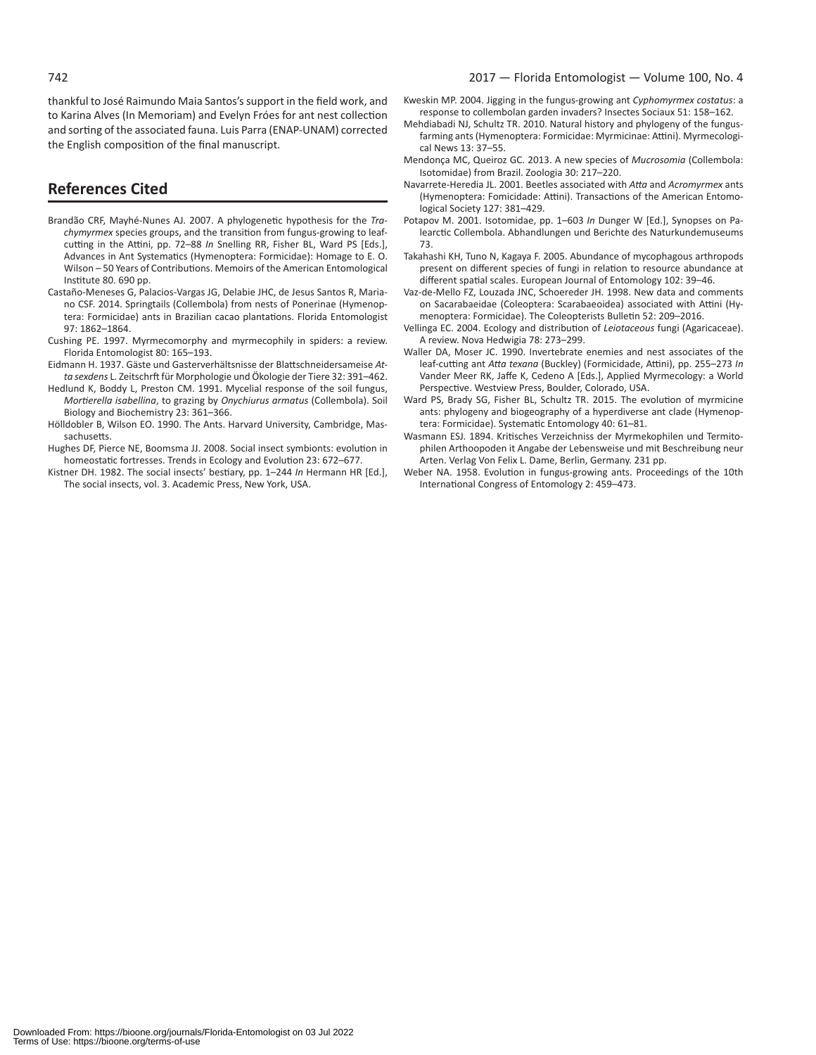thankful to José Raimundo Maia Santos's support in the field work, and to Karina Alves (In Memoriam) and Evelyn Fróes for ant nest collection and sorting of the associated fauna. Luis Parra (ENAP-UNAM) corrected the English composition of the final manuscript.

## References Cited

Brandão CRF, Mayhé-Nunes AJ. 2007. A phylogenetic hypothesis for the *Trachymyrmex* species groups, and the transition from fungus-growing to leaf-cutting in the Attini, pp. 72–88 *In* Snelling RR, Fisher BL, Ward PS [Eds.], Advances in Ant Systematics (Hymenoptera: Formicidae): Homage to E. O. Wilson – 50 Years of Contributions. Memoirs of the American Entomological Institute 80. 690 pp.

Castaño-Meneses G, Palacios-Vargas JG, Delabie JHC, de Jesus Santos R, Mariano CSF. 2014. Springtails (Collembola) from nests of Ponerinae (Hymenoptera: Formicidae) ants in Brazilian cacao plantations. Florida Entomologist 97: 1862–1864.

Cushing PE. 1997. Myrmecomorphy and myrmecophily in spiders: a review. Florida Entomologist 80: 165–193.

Eidmann H. 1937. Gäste und Gasterverhältnisse der Blattschneidersameise *Atta sexdens* L. Zeitschrft für Morphologie und Ökologie der Tiere 32: 391–462.

Hedlund K, Boddy L, Preston CM. 1991. Mycelial response of the soil fungus, *Mortierella isabellina*, to grazing by *Onychiurus armatus* (Collembola). Soil Biology and Biochemistry 23: 361–366.

Hölldobler B, Wilson EO. 1990. The Ants. Harvard University, Cambridge, Massachusetts.

Hughes DF, Pierce NE, Boomsma JJ. 2008. Social insect symbionts: evolution in homeostatic fortresses. Trends in Ecology and Evolution 23: 672–677.

Kistner DH. 1982. The social insects' bestiary, pp. 1–244 *In* Hermann HR [Ed.], The social insects, vol. 3. Academic Press, New York, USA.

Kweskin MP. 2004. Jigging in the fungus-growing ant *Cyphomyrmex costatus*: a response to collembolan garden invaders? Insectes Sociaux 51: 158–162.

Mehdiabadi NJ, Schultz TR. 2010. Natural history and phylogeny of the fungus-farming ants (Hymenoptera: Formicidae: Myrmicinae: Attini). Myrmecological News 13: 37–55.

Mendonça MC, Queiroz GC. 2013. A new species of *Mucrosomia* (Collembola: Isotomidae) from Brazil. Zoologia 30: 217–220.

Navarrete-Heredia JL. 2001. Beetles associated with *Atta* and *Acromyrmex* ants (Hymenoptera: Fomicidade: Attini). Transactions of the American Entomological Society 127: 381–429.

Potapov M. 2001. Isotomidae, pp. 1–603 *In* Dunger W [Ed.], Synopses on Palearctic Collembola. Abhandlungen und Berichte des Naturkundemuseums 73.

Takahashi KH, Tuno N, Kagaya F. 2005. Abundance of mycophagous arthropods present on different species of fungi in relation to resource abundance at different spatial scales. European Journal of Entomology 102: 39–46.

Vaz-de-Mello FZ, Louzada JNC, Schoereder JH. 1998. New data and comments on Sacarabaeidae (Coleoptera: Scarabaeoidea) associated with Attini (Hymenoptera: Formicidae). The Coleopterists Bulletin 52: 209–2016.

Vellinga EC. 2004. Ecology and distribution of *Leiotaceous* fungi (Agaricaceae). A review. Nova Hedwigia 78: 273–299.

Waller DA, Moser JC. 1990. Invertebrate enemies and nest associates of the leaf-cutting ant *Atta texana* (Buckley) (Formicidae, Attini), pp. 255–273 *In* Vander Meer RK, Jaffe K, Cedeno A [Eds.], Applied Myrmecology: a World Perspective. Westview Press, Boulder, Colorado, USA.

Ward PS, Brady SG, Fisher BL, Schultz TR. 2015. The evolution of myrmicine ants: phylogeny and biogeography of a hyperdiverse ant clade (Hymenoptera: Formicidae). Systematic Entomology 40: 61–81.

Wasmann ESJ. 1894. Kritisches Verzeichniss der Myrmekophilen und Termitophilen Arthoopoden it Angabe der Lebensweise und mit Beschreibung neur Arten. Verlag Von Felix L. Dame, Berlin, Germany. 231 pp.

Weber NA. 1958. Evolution in fungus-growing ants. Proceedings of the 10th International Congress of Entomology 2: 459–473.